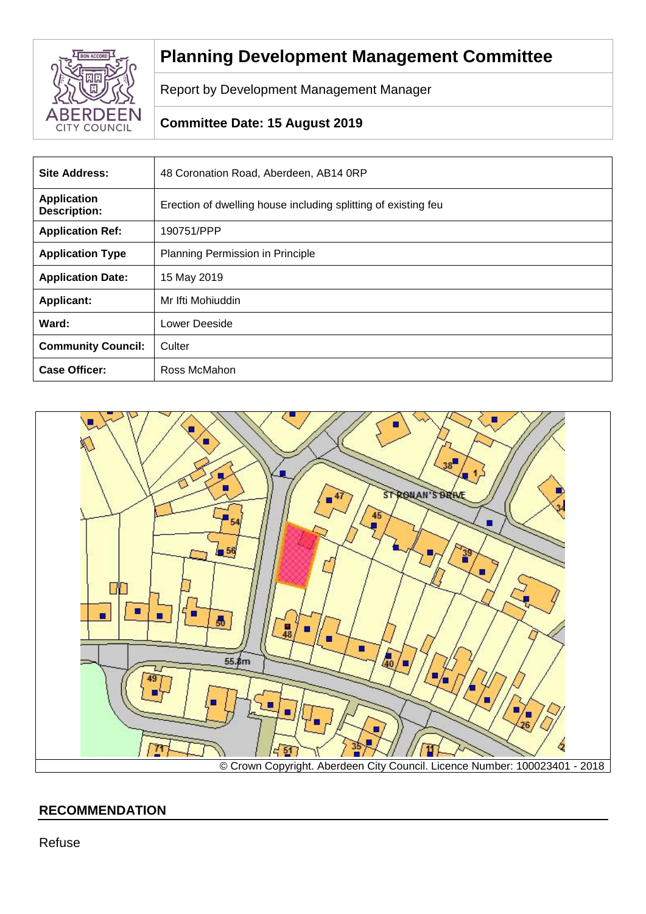# Planning Development Management Committee

Report by Development Management Manager

**Committee Date: 15 August 2019**

| **Site Address:** | 48 Coronation Road, Aberdeen, AB14 0RP |
|---|---|
| **Application Description:** | Erection of dwelling house including splitting of existing feu |
| **Application Ref:** | 190751/PPP |
| **Application Type** | Planning Permission in Principle |
| **Application Date:** | 15 May 2019 |
| **Applicant:** | Mr Ifti Mohiuddin |
| **Ward:** | Lower Deeside |
| **Community Council:** | Culter |
| **Case Officer:** | Ross McMahon |

© Crown Copyright. Aberdeen City Council. Licence Number: 100023401 - 2018

## RECOMMENDATION

Refuse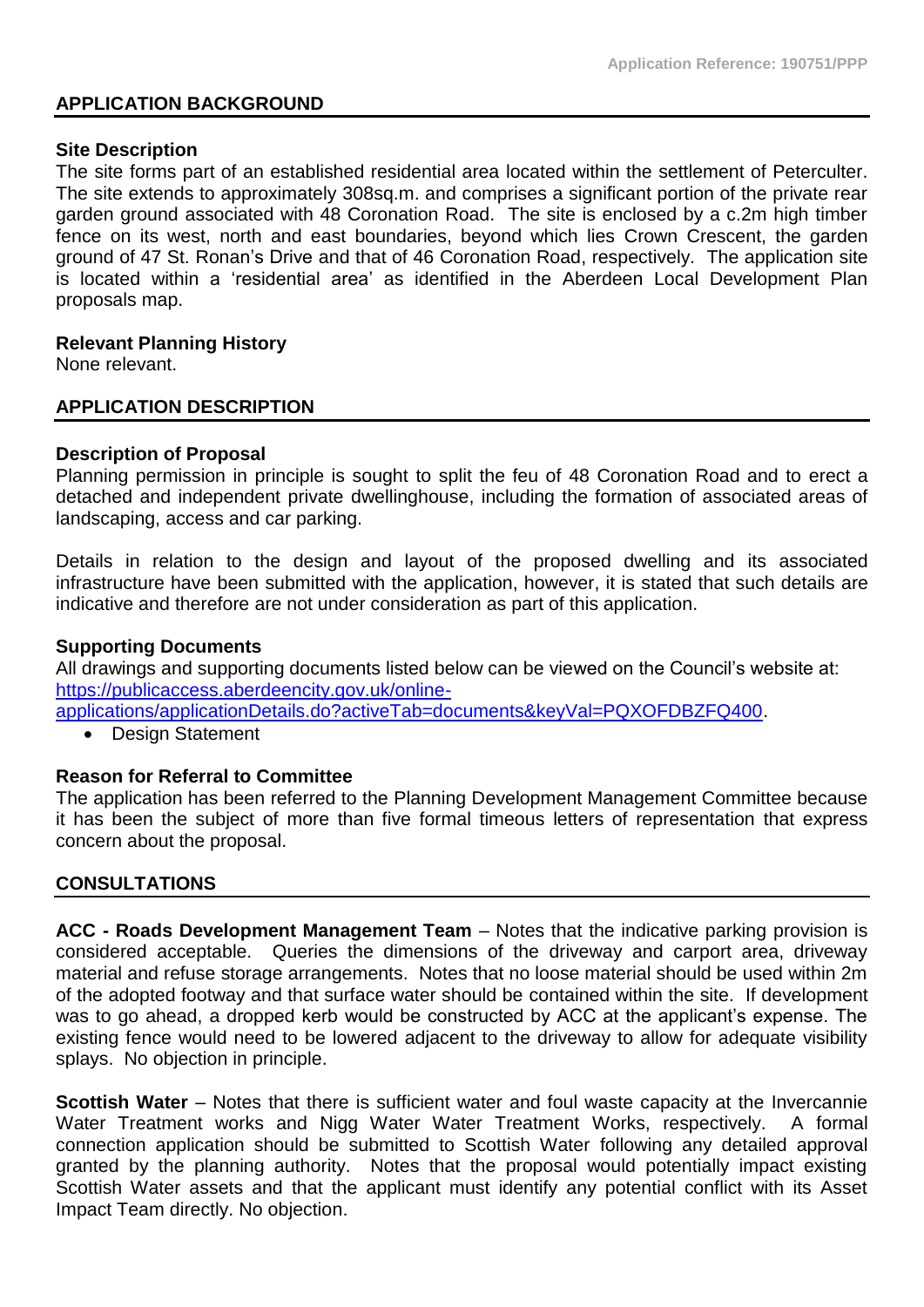## APPLICATION BACKGROUND

### Site Description

The site forms part of an established residential area located within the settlement of Peterculter. The site extends to approximately 308sq.m. and comprises a significant portion of the private rear garden ground associated with 48 Coronation Road. The site is enclosed by a c.2m high timber fence on its west, north and east boundaries, beyond which lies Crown Crescent, the garden ground of 47 St. Ronan's Drive and that of 46 Coronation Road, respectively. The application site is located within a 'residential area' as identified in the Aberdeen Local Development Plan proposals map.

### Relevant Planning History

None relevant.

## APPLICATION DESCRIPTION

### Description of Proposal

Planning permission in principle is sought to split the feu of 48 Coronation Road and to erect a detached and independent private dwellinghouse, including the formation of associated areas of landscaping, access and car parking.

Details in relation to the design and layout of the proposed dwelling and its associated infrastructure have been submitted with the application, however, it is stated that such details are indicative and therefore are not under consideration as part of this application.

### Supporting Documents

All drawings and supporting documents listed below can be viewed on the Council's website at: [https://publicaccess.aberdeencity.gov.uk/online-applications/applicationDetails.do?activeTab=documents&keyVal=PQXOFDBZFQ400](https://publicaccess.aberdeencity.gov.uk/online-applications/applicationDetails.do?activeTab=documents&keyVal=PQXOFDBZFQ400).

- Design Statement

### Reason for Referral to Committee

The application has been referred to the Planning Development Management Committee because it has been the subject of more than five formal timeous letters of representation that express concern about the proposal.

## CONSULTATIONS

**ACC - Roads Development Management Team** – Notes that the indicative parking provision is considered acceptable. Queries the dimensions of the driveway and carport area, driveway material and refuse storage arrangements. Notes that no loose material should be used within 2m of the adopted footway and that surface water should be contained within the site. If development was to go ahead, a dropped kerb would be constructed by ACC at the applicant's expense. The existing fence would need to be lowered adjacent to the driveway to allow for adequate visibility splays. No objection in principle.

**Scottish Water** – Notes that there is sufficient water and foul waste capacity at the Invercannie Water Treatment works and Nigg Water Water Treatment Works, respectively. A formal connection application should be submitted to Scottish Water following any detailed approval granted by the planning authority. Notes that the proposal would potentially impact existing Scottish Water assets and that the applicant must identify any potential conflict with its Asset Impact Team directly. No objection.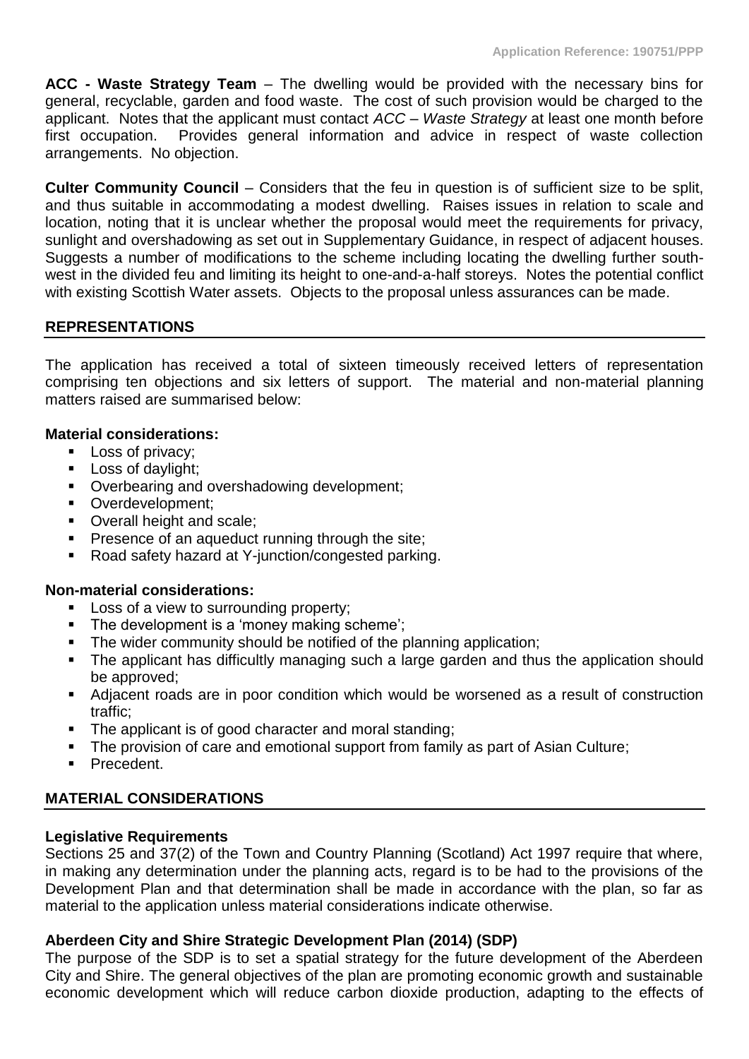**ACC - Waste Strategy Team** – The dwelling would be provided with the necessary bins for general, recyclable, garden and food waste. The cost of such provision would be charged to the applicant. Notes that the applicant must contact *ACC – Waste Strategy* at least one month before first occupation. Provides general information and advice in respect of waste collection arrangements. No objection.

**Culter Community Council** – Considers that the feu in question is of sufficient size to be split, and thus suitable in accommodating a modest dwelling. Raises issues in relation to scale and location, noting that it is unclear whether the proposal would meet the requirements for privacy, sunlight and overshadowing as set out in Supplementary Guidance, in respect of adjacent houses. Suggests a number of modifications to the scheme including locating the dwelling further south-west in the divided feu and limiting its height to one-and-a-half storeys. Notes the potential conflict with existing Scottish Water assets. Objects to the proposal unless assurances can be made.

## REPRESENTATIONS

The application has received a total of sixteen timeously received letters of representation comprising ten objections and six letters of support. The material and non-material planning matters raised are summarised below:

**Material considerations:**

- Loss of privacy;
- Loss of daylight;
- Overbearing and overshadowing development;
- Overdevelopment;
- Overall height and scale;
- Presence of an aqueduct running through the site;
- Road safety hazard at Y-junction/congested parking.

**Non-material considerations:**

- Loss of a view to surrounding property;
- The development is a 'money making scheme';
- The wider community should be notified of the planning application;
- The applicant has difficultly managing such a large garden and thus the application should be approved;
- Adjacent roads are in poor condition which would be worsened as a result of construction traffic;
- The applicant is of good character and moral standing;
- The provision of care and emotional support from family as part of Asian Culture;
- Precedent.

## MATERIAL CONSIDERATIONS

**Legislative Requirements**

Sections 25 and 37(2) of the Town and Country Planning (Scotland) Act 1997 require that where, in making any determination under the planning acts, regard is to be had to the provisions of the Development Plan and that determination shall be made in accordance with the plan, so far as material to the application unless material considerations indicate otherwise.

**Aberdeen City and Shire Strategic Development Plan (2014) (SDP)**

The purpose of the SDP is to set a spatial strategy for the future development of the Aberdeen City and Shire. The general objectives of the plan are promoting economic growth and sustainable economic development which will reduce carbon dioxide production, adapting to the effects of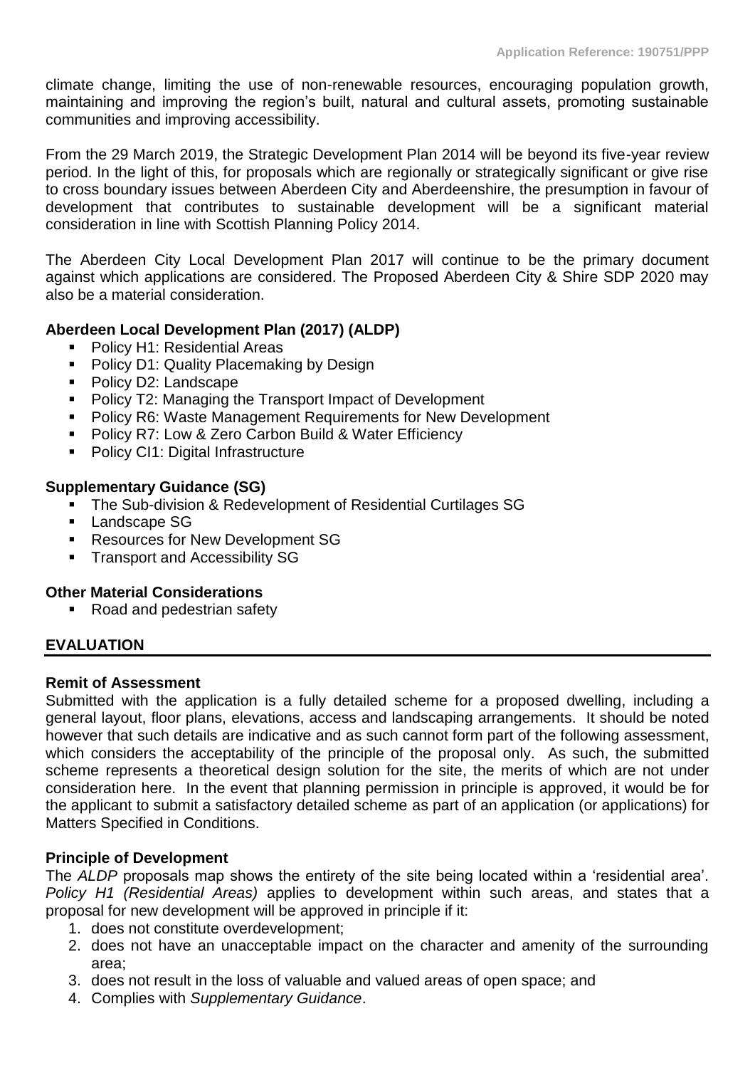climate change, limiting the use of non-renewable resources, encouraging population growth, maintaining and improving the region's built, natural and cultural assets, promoting sustainable communities and improving accessibility.

From the 29 March 2019, the Strategic Development Plan 2014 will be beyond its five-year review period. In the light of this, for proposals which are regionally or strategically significant or give rise to cross boundary issues between Aberdeen City and Aberdeenshire, the presumption in favour of development that contributes to sustainable development will be a significant material consideration in line with Scottish Planning Policy 2014.

The Aberdeen City Local Development Plan 2017 will continue to be the primary document against which applications are considered. The Proposed Aberdeen City & Shire SDP 2020 may also be a material consideration.

**Aberdeen Local Development Plan (2017) (ALDP)**

- Policy H1: Residential Areas
- Policy D1: Quality Placemaking by Design
- Policy D2: Landscape
- Policy T2: Managing the Transport Impact of Development
- Policy R6: Waste Management Requirements for New Development
- Policy R7: Low & Zero Carbon Build & Water Efficiency
- Policy CI1: Digital Infrastructure

**Supplementary Guidance (SG)**

- The Sub-division & Redevelopment of Residential Curtilages SG
- Landscape SG
- Resources for New Development SG
- Transport and Accessibility SG

**Other Material Considerations**

- Road and pedestrian safety

## EVALUATION

**Remit of Assessment**

Submitted with the application is a fully detailed scheme for a proposed dwelling, including a general layout, floor plans, elevations, access and landscaping arrangements. It should be noted however that such details are indicative and as such cannot form part of the following assessment, which considers the acceptability of the principle of the proposal only. As such, the submitted scheme represents a theoretical design solution for the site, the merits of which are not under consideration here. In the event that planning permission in principle is approved, it would be for the applicant to submit a satisfactory detailed scheme as part of an application (or applications) for Matters Specified in Conditions.

**Principle of Development**

The *ALDP* proposals map shows the entirety of the site being located within a 'residential area'. *Policy H1 (Residential Areas)* applies to development within such areas, and states that a proposal for new development will be approved in principle if it:

1. does not constitute overdevelopment;
2. does not have an unacceptable impact on the character and amenity of the surrounding area;
3. does not result in the loss of valuable and valued areas of open space; and
4. Complies with *Supplementary Guidance*.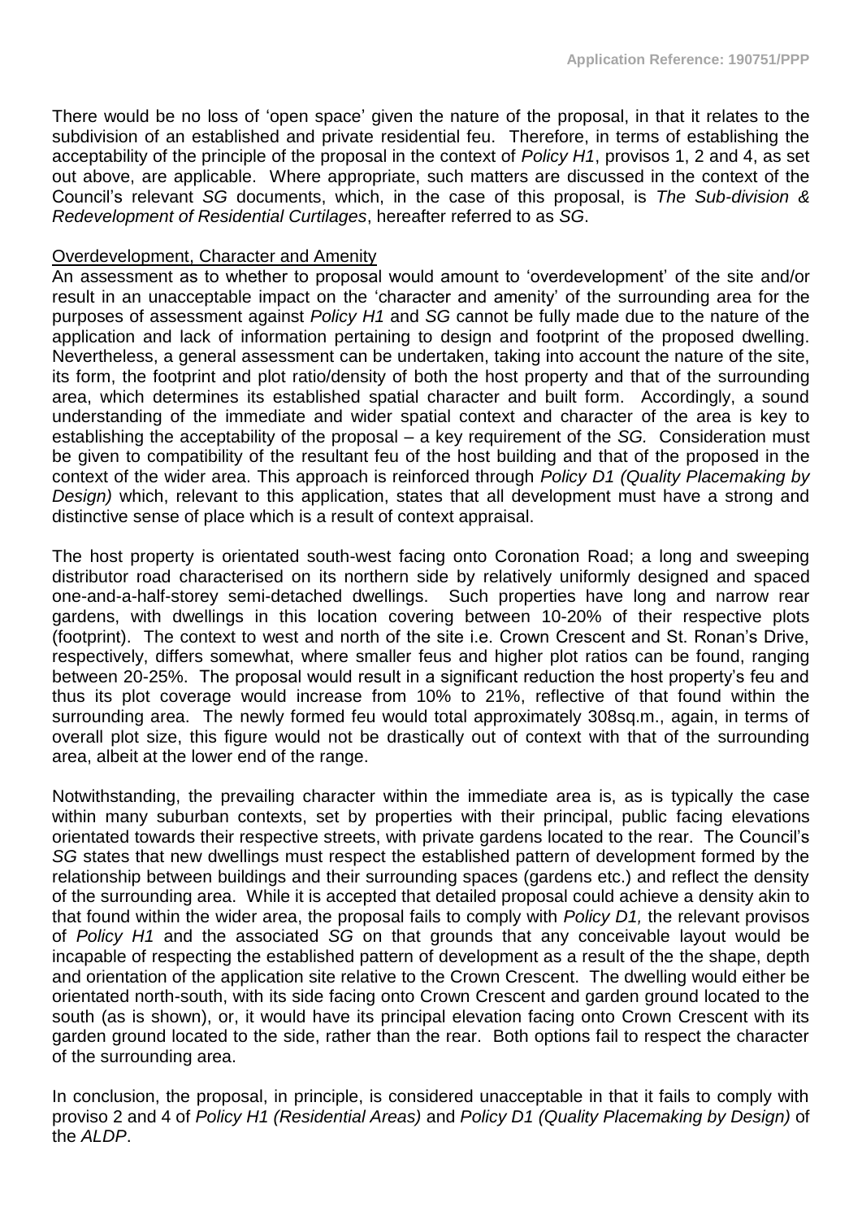There would be no loss of 'open space' given the nature of the proposal, in that it relates to the subdivision of an established and private residential feu. Therefore, in terms of establishing the acceptability of the principle of the proposal in the context of *Policy H1*, provisos 1, 2 and 4, as set out above, are applicable. Where appropriate, such matters are discussed in the context of the Council's relevant *SG* documents, which, in the case of this proposal, is *The Sub-division & Redevelopment of Residential Curtilages*, hereafter referred to as *SG*.

Overdevelopment, Character and Amenity

An assessment as to whether to proposal would amount to 'overdevelopment' of the site and/or result in an unacceptable impact on the 'character and amenity' of the surrounding area for the purposes of assessment against *Policy H1* and *SG* cannot be fully made due to the nature of the application and lack of information pertaining to design and footprint of the proposed dwelling. Nevertheless, a general assessment can be undertaken, taking into account the nature of the site, its form, the footprint and plot ratio/density of both the host property and that of the surrounding area, which determines its established spatial character and built form. Accordingly, a sound understanding of the immediate and wider spatial context and character of the area is key to establishing the acceptability of the proposal – a key requirement of the *SG.* Consideration must be given to compatibility of the resultant feu of the host building and that of the proposed in the context of the wider area. This approach is reinforced through *Policy D1 (Quality Placemaking by Design)* which, relevant to this application, states that all development must have a strong and distinctive sense of place which is a result of context appraisal.

The host property is orientated south-west facing onto Coronation Road; a long and sweeping distributor road characterised on its northern side by relatively uniformly designed and spaced one-and-a-half-storey semi-detached dwellings. Such properties have long and narrow rear gardens, with dwellings in this location covering between 10-20% of their respective plots (footprint). The context to west and north of the site i.e. Crown Crescent and St. Ronan's Drive, respectively, differs somewhat, where smaller feus and higher plot ratios can be found, ranging between 20-25%. The proposal would result in a significant reduction the host property's feu and thus its plot coverage would increase from 10% to 21%, reflective of that found within the surrounding area. The newly formed feu would total approximately 308sq.m., again, in terms of overall plot size, this figure would not be drastically out of context with that of the surrounding area, albeit at the lower end of the range.

Notwithstanding, the prevailing character within the immediate area is, as is typically the case within many suburban contexts, set by properties with their principal, public facing elevations orientated towards their respective streets, with private gardens located to the rear. The Council's *SG* states that new dwellings must respect the established pattern of development formed by the relationship between buildings and their surrounding spaces (gardens etc.) and reflect the density of the surrounding area. While it is accepted that detailed proposal could achieve a density akin to that found within the wider area, the proposal fails to comply with *Policy D1,* the relevant provisos of *Policy H1* and the associated *SG* on that grounds that any conceivable layout would be incapable of respecting the established pattern of development as a result of the the shape, depth and orientation of the application site relative to the Crown Crescent. The dwelling would either be orientated north-south, with its side facing onto Crown Crescent and garden ground located to the south (as is shown), or, it would have its principal elevation facing onto Crown Crescent with its garden ground located to the side, rather than the rear. Both options fail to respect the character of the surrounding area.

In conclusion, the proposal, in principle, is considered unacceptable in that it fails to comply with proviso 2 and 4 of *Policy H1 (Residential Areas)* and *Policy D1 (Quality Placemaking by Design)* of the *ALDP*.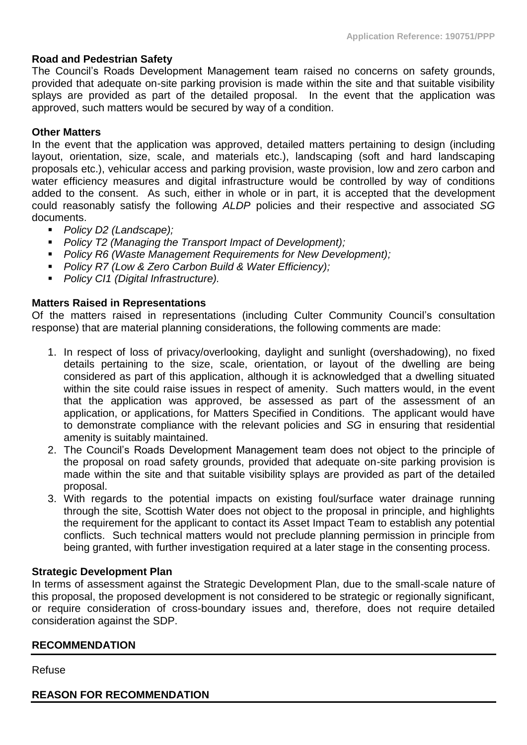**Road and Pedestrian Safety**

The Council's Roads Development Management team raised no concerns on safety grounds, provided that adequate on-site parking provision is made within the site and that suitable visibility splays are provided as part of the detailed proposal. In the event that the application was approved, such matters would be secured by way of a condition.

**Other Matters**

In the event that the application was approved, detailed matters pertaining to design (including layout, orientation, size, scale, and materials etc.), landscaping (soft and hard landscaping proposals etc.), vehicular access and parking provision, waste provision, low and zero carbon and water efficiency measures and digital infrastructure would be controlled by way of conditions added to the consent. As such, either in whole or in part, it is accepted that the development could reasonably satisfy the following *ALDP* policies and their respective and associated *SG* documents.

- *Policy D2 (Landscape);*
- *Policy T2 (Managing the Transport Impact of Development);*
- *Policy R6 (Waste Management Requirements for New Development);*
- *Policy R7 (Low & Zero Carbon Build & Water Efficiency);*
- *Policy CI1 (Digital Infrastructure).*

**Matters Raised in Representations**

Of the matters raised in representations (including Culter Community Council's consultation response) that are material planning considerations, the following comments are made:

1. In respect of loss of privacy/overlooking, daylight and sunlight (overshadowing), no fixed details pertaining to the size, scale, orientation, or layout of the dwelling are being considered as part of this application, although it is acknowledged that a dwelling situated within the site could raise issues in respect of amenity. Such matters would, in the event that the application was approved, be assessed as part of the assessment of an application, or applications, for Matters Specified in Conditions. The applicant would have to demonstrate compliance with the relevant policies and *SG* in ensuring that residential amenity is suitably maintained.
2. The Council's Roads Development Management team does not object to the principle of the proposal on road safety grounds, provided that adequate on-site parking provision is made within the site and that suitable visibility splays are provided as part of the detailed proposal.
3. With regards to the potential impacts on existing foul/surface water drainage running through the site, Scottish Water does not object to the proposal in principle, and highlights the requirement for the applicant to contact its Asset Impact Team to establish any potential conflicts. Such technical matters would not preclude planning permission in principle from being granted, with further investigation required at a later stage in the consenting process.

**Strategic Development Plan**

In terms of assessment against the Strategic Development Plan, due to the small-scale nature of this proposal, the proposed development is not considered to be strategic or regionally significant, or require consideration of cross-boundary issues and, therefore, does not require detailed consideration against the SDP.

**RECOMMENDATION**

Refuse

**REASON FOR RECOMMENDATION**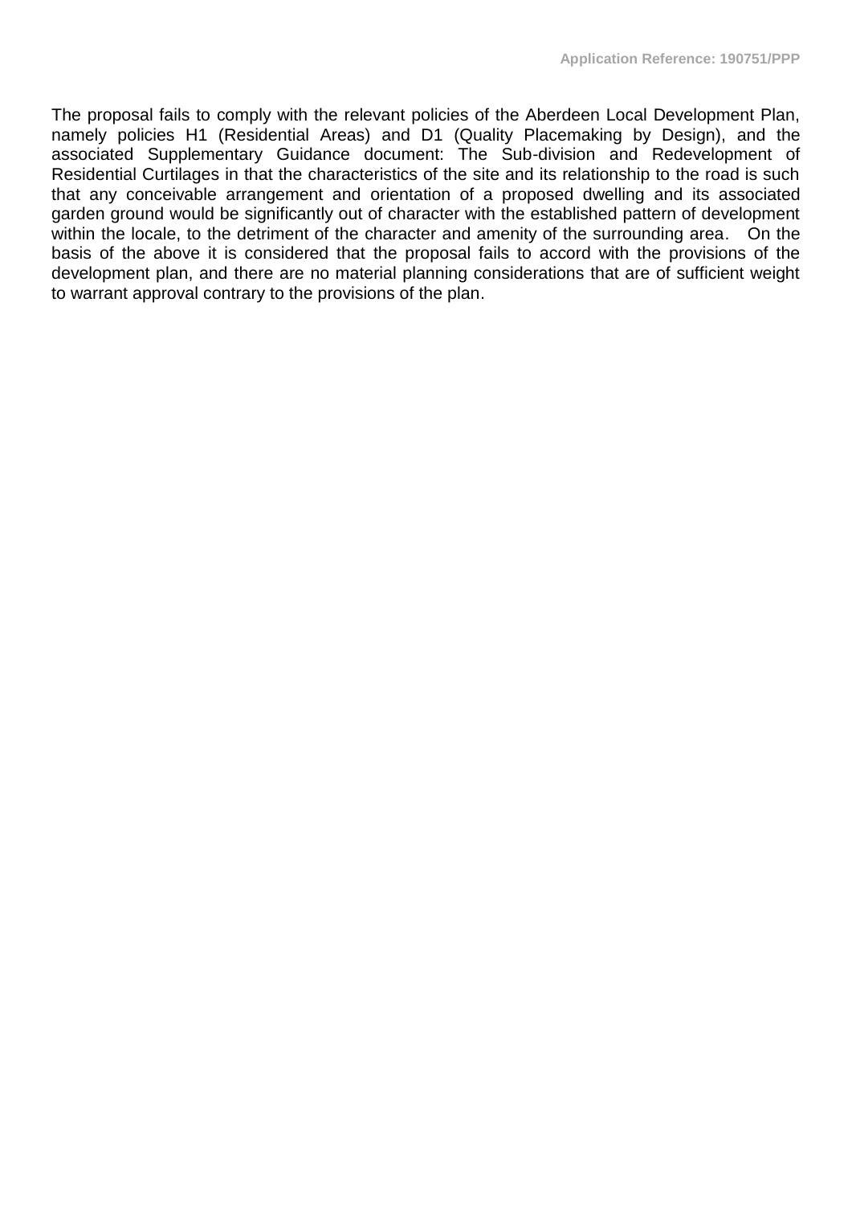The proposal fails to comply with the relevant policies of the Aberdeen Local Development Plan, namely policies H1 (Residential Areas) and D1 (Quality Placemaking by Design), and the associated Supplementary Guidance document: The Sub-division and Redevelopment of Residential Curtilages in that the characteristics of the site and its relationship to the road is such that any conceivable arrangement and orientation of a proposed dwelling and its associated garden ground would be significantly out of character with the established pattern of development within the locale, to the detriment of the character and amenity of the surrounding area. On the basis of the above it is considered that the proposal fails to accord with the provisions of the development plan, and there are no material planning considerations that are of sufficient weight to warrant approval contrary to the provisions of the plan.